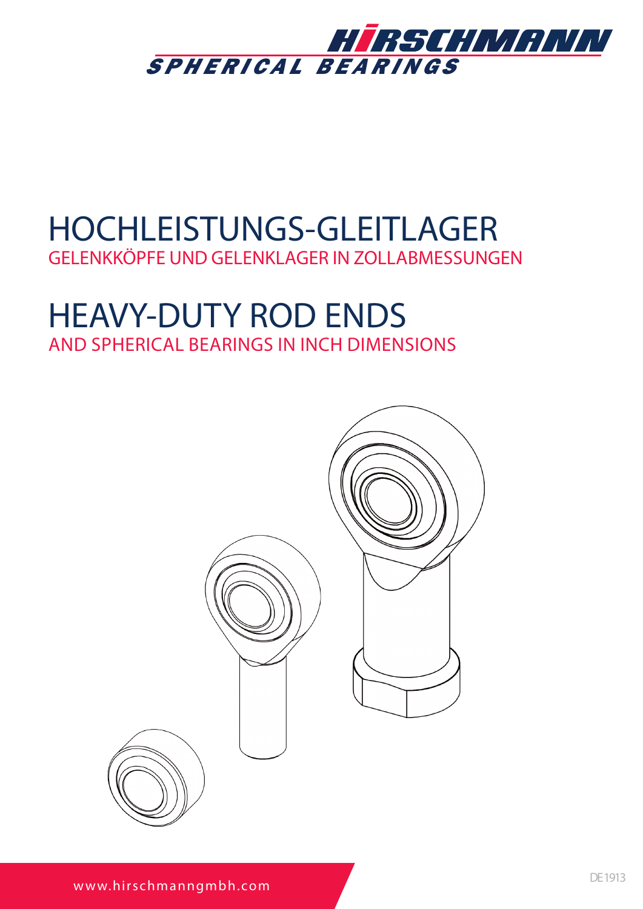HIRSCHMANN

SPHERICAL BEARINGS

# HOCHLEISTUNGS-GLEITLAGER

GELENKKÖPFE UND GELENKLAGER IN ZOLLABMESSUNGEN

# HEAVY-DUTY ROD ENDS

AND SPHERICAL BEARINGS IN INCH DIMENSIONS

www.hirschmanngmbh.com

DE1913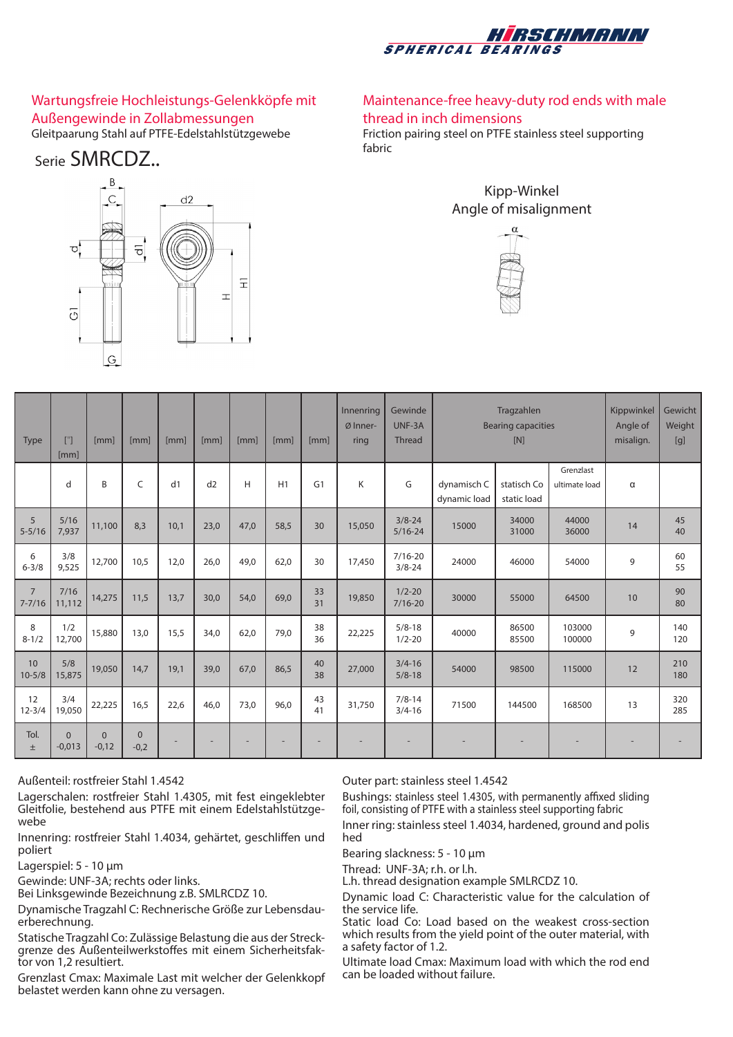HIRSCHMANN SPHERICAL BEARINGS

## Wartungsfreie Hochleistungs-Gelenkköpfe mit Außengewinde in Zollabmessungen

Gleitpaarung Stahl auf PTFE-Edelstahlstützgewebe

## Maintenance-free heavy-duty rod ends with male thread in inch dimensions

Friction pairing steel on PTFE stainless steel supporting fabric

# Serie SMRCDZ..

Kipp-Winkel
Angle of misalignment

| Type | ["] [mm] | [mm] | [mm] | [mm] | [mm] | [mm] | [mm] | [mm] | Innenring Ø Inner-ring | Gewinde UNF-3A Thread | Tragzahlen Bearing capacities [N] | | | Kippwinkel Angle of misalign. | Gewicht Weight [g] |
|---|---|---|---|---|---|---|---|---|---|---|---|---|---|---|---|
| | d | B | C | d1 | d2 | H | H1 | G1 | K | G | dynamisch C dynamic load | statisch Co static load | Grenzlast ultimate load | α | |
| 5<br>5-5/16 | 5/16<br>7,937 | 11,100 | 8,3 | 10,1 | 23,0 | 47,0 | 58,5 | 30 | 15,050 | 3/8-24<br>5/16-24 | 15000 | 34000<br>31000 | 44000<br>36000 | 14 | 45<br>40 |
| 6<br>6-3/8 | 3/8<br>9,525 | 12,700 | 10,5 | 12,0 | 26,0 | 49,0 | 62,0 | 30 | 17,450 | 7/16-20<br>3/8-24 | 24000 | 46000 | 54000 | 9 | 60<br>55 |
| 7<br>7-7/16 | 7/16<br>11,112 | 14,275 | 11,5 | 13,7 | 30,0 | 54,0 | 69,0 | 33<br>31 | 19,850 | 1/2-20<br>7/16-20 | 30000 | 55000 | 64500 | 10 | 90<br>80 |
| 8<br>8-1/2 | 1/2<br>12,700 | 15,880 | 13,0 | 15,5 | 34,0 | 62,0 | 79,0 | 38<br>36 | 22,225 | 5/8-18<br>1/2-20 | 40000 | 86500<br>85500 | 103000<br>100000 | 9 | 140<br>120 |
| 10<br>10-5/8 | 5/8<br>15,875 | 19,050 | 14,7 | 19,1 | 39,0 | 67,0 | 86,5 | 40<br>38 | 27,000 | 3/4-16<br>5/8-18 | 54000 | 98500 | 115000 | 12 | 210<br>180 |
| 12<br>12-3/4 | 3/4<br>19,050 | 22,225 | 16,5 | 22,6 | 46,0 | 73,0 | 96,0 | 43<br>41 | 31,750 | 7/8-14<br>3/4-16 | 71500 | 144500 | 168500 | 13 | 320<br>285 |
| Tol.<br>± | 0<br>-0,013 | 0<br>-0,12 | 0<br>-0,2 | - | - | - | - | - | - | - | - | - | - | - | - |

Außenteil: rostfreier Stahl 1.4542

Lagerschalen: rostfreier Stahl 1.4305, mit fest eingeklebter Gleitfolie, bestehend aus PTFE mit einem Edelstahlstützgewebe

Innenring: rostfreier Stahl 1.4034, gehärtet, geschliffen und poliert

Lagerspiel: 5 - 10 µm

Gewinde: UNF-3A; rechts oder links.
Bei Linksgewinde Bezeichnung z.B. SMLRCDZ 10.

Dynamische Tragzahl C: Rechnerische Größe zur Lebensdauerberechnung.

Statische Tragzahl Co: Zulässige Belastung die aus der Streckgrenze des Außenteilwerkstoffes mit einem Sicherheitsfaktor von 1,2 resultiert.

Grenzlast Cmax: Maximale Last mit welcher der Gelenkkopf belastet werden kann ohne zu versagen.

Outer part: stainless steel 1.4542

Bushings: stainless steel 1.4305, with permanently affixed sliding foil, consisting of PTFE with a stainless steel supporting fabric

Inner ring: stainless steel 1.4034, hardened, ground and polished

Bearing slackness: 5 - 10 µm

Thread: UNF-3A; r.h. or l.h.
L.h. thread designation example SMLRCDZ 10.

Dynamic load C: Characteristic value for the calculation of the service life.

Static load Co: Load based on the weakest cross-section which results from the yield point of the outer material, with a safety factor of 1.2.

Ultimate load Cmax: Maximum load with which the rod end can be loaded without failure.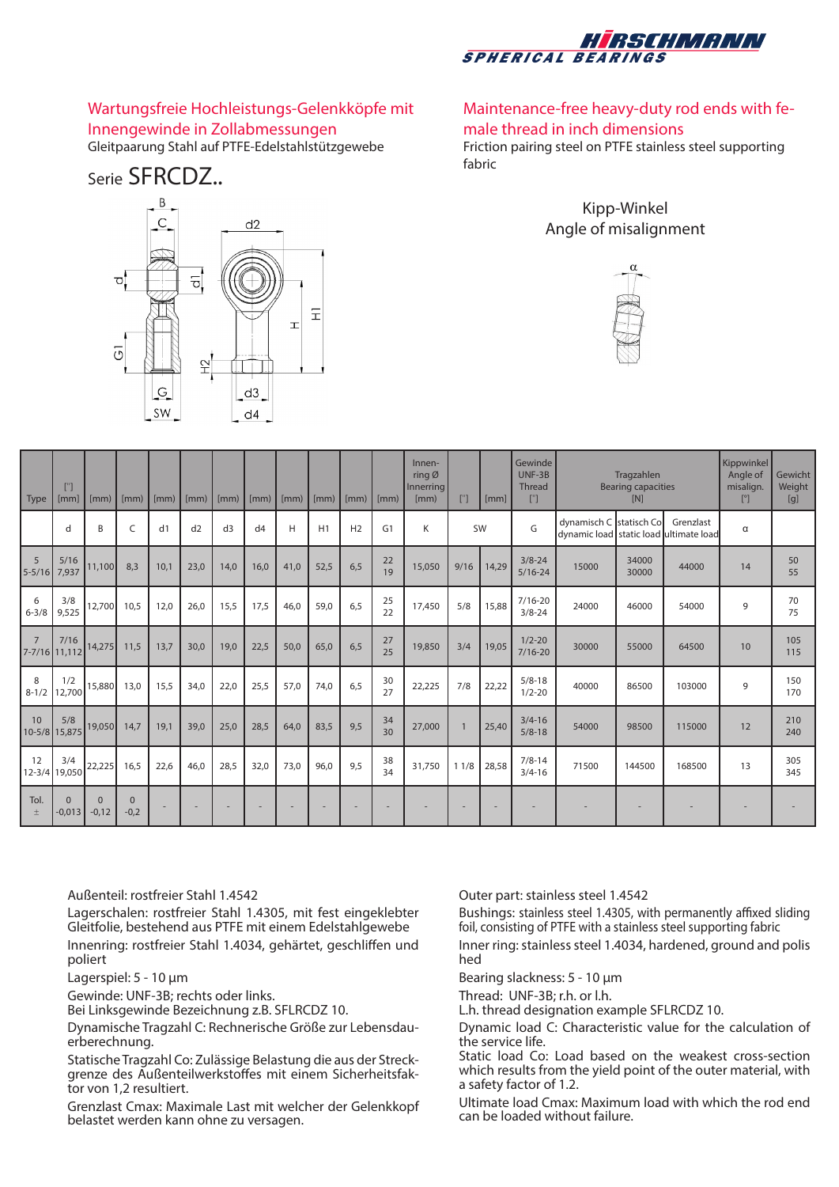## Wartungsfreie Hochleistungs-Gelenkköpfe mit Innengewinde in Zollabmessungen

Gleitpaarung Stahl auf PTFE-Edelstahlstützgewebe

## Maintenance-free heavy-duty rod ends with female thread in inch dimensions

Friction pairing steel on PTFE stainless steel supporting fabric

### Serie SFRCDZ..

Kipp-Winkel
Angle of misalignment

| Type | ["] [mm] | [mm] | [mm] | [mm] | [mm] | [mm] | [mm] | [mm] | [mm] | [mm] | [mm] | Innen-ring Ø Innerring [mm] | ["] | [mm] | Gewinde UNF-3B Thread ["] | Tragzahlen Bearing capacities [N] | | | Kippwinkel Angle of misalign. [°] | Gewicht Weight [g] |
|---|---|---|---|---|---|---|---|---|---|---|---|---|---|---|---|---|---|---|---|---|
| | d | B | C | d1 | d2 | d3 | d4 | H | H1 | H2 | G1 | K | SW | | G | dynamisch C dynamic load | statisch Co static load | Grenzlast ultimate load | α | |
| 5 5-5/16 | 5/16 7,937 | 11,100 | 8,3 | 10,1 | 23,0 | 14,0 | 16,0 | 41,0 | 52,5 | 6,5 | 22 19 | 15,050 | 9/16 | 14,29 | 3/8-24 5/16-24 | 15000 | 34000 30000 | 44000 | 14 | 50 55 |
| 6 6-3/8 | 3/8 9,525 | 12,700 | 10,5 | 12,0 | 26,0 | 15,5 | 17,5 | 46,0 | 59,0 | 6,5 | 25 22 | 17,450 | 5/8 | 15,88 | 7/16-20 3/8-24 | 24000 | 46000 | 54000 | 9 | 70 75 |
| 7 7-7/16 | 7/16 11,112 | 14,275 | 11,5 | 13,7 | 30,0 | 19,0 | 22,5 | 50,0 | 65,0 | 6,5 | 27 25 | 19,850 | 3/4 | 19,05 | 1/2-20 7/16-20 | 30000 | 55000 | 64500 | 10 | 105 115 |
| 8 8-1/2 | 1/2 12,700 | 15,880 | 13,0 | 15,5 | 34,0 | 22,0 | 25,5 | 57,0 | 74,0 | 6,5 | 30 27 | 22,225 | 7/8 | 22,22 | 5/8-18 1/2-20 | 40000 | 86500 | 103000 | 9 | 150 170 |
| 10 10-5/8 | 5/8 15,875 | 19,050 | 14,7 | 19,1 | 39,0 | 25,0 | 28,5 | 64,0 | 83,5 | 9,5 | 34 30 | 27,000 | 1 | 25,40 | 3/4-16 5/8-18 | 54000 | 98500 | 115000 | 12 | 210 240 |
| 12 12-3/4 | 3/4 19,050 | 22,225 | 16,5 | 22,6 | 46,0 | 28,5 | 32,0 | 73,0 | 96,0 | 9,5 | 38 34 | 31,750 | 1 1/8 | 28,58 | 7/8-14 3/4-16 | 71500 | 144500 | 168500 | 13 | 305 345 |
| Tol. ± | 0 -0,013 | 0 -0,12 | 0 -0,2 | - | - | - | - | - | - | - | - | - | - | - | - | - | - | - | - | - |

Außenteil: rostfreier Stahl 1.4542

Lagerschalen: rostfreier Stahl 1.4305, mit fest eingeklebter Gleitfolie, bestehend aus PTFE mit einem Edelstahlgewebe

Innenring: rostfreier Stahl 1.4034, gehärtet, geschliffen und poliert

Lagerspiel: 5 - 10 µm

Gewinde: UNF-3B; rechts oder links.
Bei Linksgewinde Bezeichnung z.B. SFLRCDZ 10.

Dynamische Tragzahl C: Rechnerische Größe zur Lebensdauerberechnung.

Statische Tragzahl Co: Zulässige Belastung die aus der Streckgrenze des Außenteilwerkstoffes mit einem Sicherheitsfaktor von 1,2 resultiert.

Grenzlast Cmax: Maximale Last mit welcher der Gelenkkopf belastet werden kann ohne zu versagen.

Outer part: stainless steel 1.4542

Bushings: stainless steel 1.4305, with permanently affixed sliding foil, consisting of PTFE with a stainless steel supporting fabric

Inner ring: stainless steel 1.4034, hardened, ground and polished

Bearing slackness: 5 - 10 µm

Thread: UNF-3B; r.h. or l.h.
L.h. thread designation example SFLRCDZ 10.

Dynamic load C: Characteristic value for the calculation of the service life.

Static load Co: Load based on the weakest cross-section which results from the yield point of the outer material, with a safety factor of 1.2.

Ultimate load Cmax: Maximum load with which the rod end can be loaded without failure.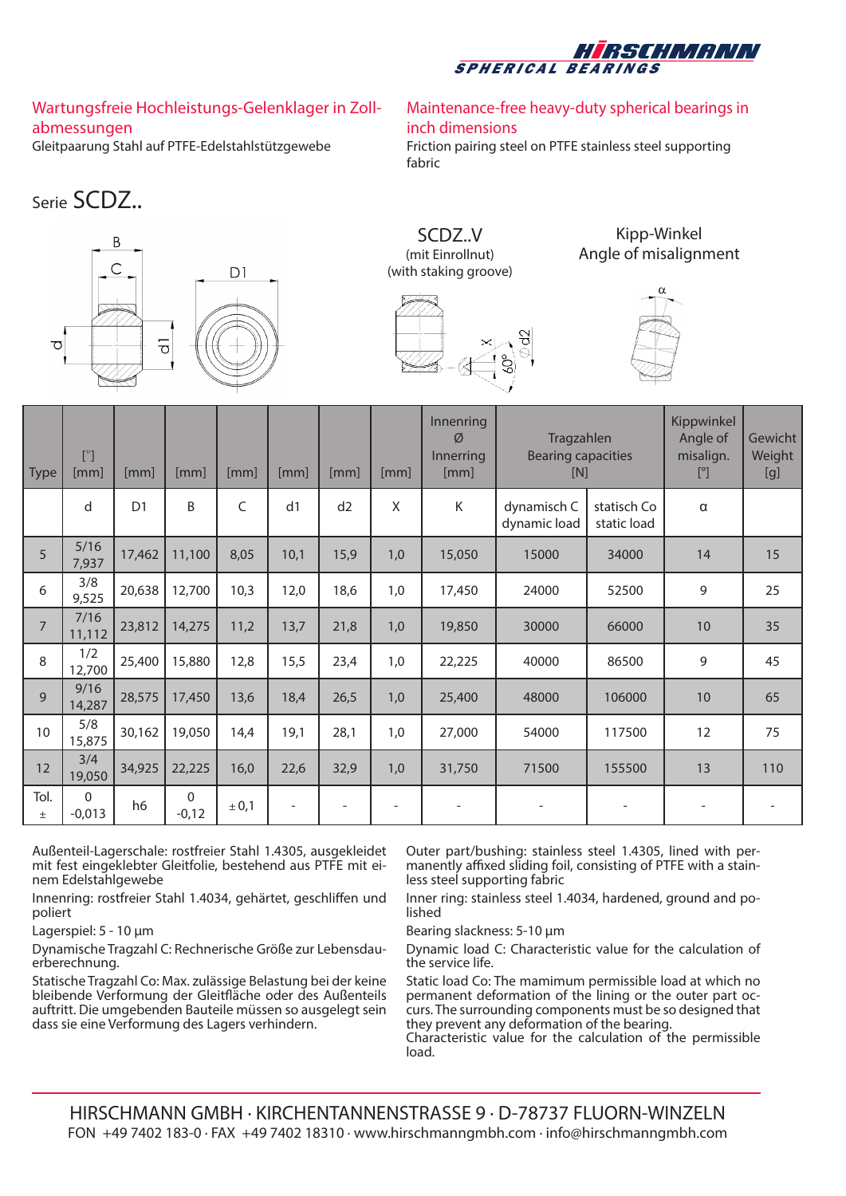HIRSCHMANN
SPHERICAL BEARINGS

## Wartungsfreie Hochleistungs-Gelenklager in Zollabmessungen

Gleitpaarung Stahl auf PTFE-Edelstahlstützgewebe

## Maintenance-free heavy-duty spherical bearings in inch dimensions

Friction pairing steel on PTFE stainless steel supporting fabric

# Serie SCDZ..

SCDZ..V
(mit Einrollnut)
(with staking groove)

Kipp-Winkel
Angle of misalignment

| Type | ["] [mm] | [mm] | [mm] | [mm] | [mm] | [mm] | [mm] | Innenring Ø Innerring [mm] | Tragzahlen Bearing capacities [N] | | Kippwinkel Angle of misalign. [°] | Gewicht Weight [g] |
|---|---|---|---|---|---|---|---|---|---|---|---|---|
| | d | D1 | B | C | d1 | d2 | X | K | dynamisch C dynamic load | statisch Co static load | α | |
| 5 | 5/16 7,937 | 17,462 | 11,100 | 8,05 | 10,1 | 15,9 | 1,0 | 15,050 | 15000 | 34000 | 14 | 15 |
| 6 | 3/8 9,525 | 20,638 | 12,700 | 10,3 | 12,0 | 18,6 | 1,0 | 17,450 | 24000 | 52500 | 9 | 25 |
| 7 | 7/16 11,112 | 23,812 | 14,275 | 11,2 | 13,7 | 21,8 | 1,0 | 19,850 | 30000 | 66000 | 10 | 35 |
| 8 | 1/2 12,700 | 25,400 | 15,880 | 12,8 | 15,5 | 23,4 | 1,0 | 22,225 | 40000 | 86500 | 9 | 45 |
| 9 | 9/16 14,287 | 28,575 | 17,450 | 13,6 | 18,4 | 26,5 | 1,0 | 25,400 | 48000 | 106000 | 10 | 65 |
| 10 | 5/8 15,875 | 30,162 | 19,050 | 14,4 | 19,1 | 28,1 | 1,0 | 27,000 | 54000 | 117500 | 12 | 75 |
| 12 | 3/4 19,050 | 34,925 | 22,225 | 16,0 | 22,6 | 32,9 | 1,0 | 31,750 | 71500 | 155500 | 13 | 110 |
| Tol. ± | 0 -0,013 | h6 | 0 -0,12 | ± 0,1 | - | - | - | - | - | - | - | - |

Außenteil-Lagerschale: rostfreier Stahl 1.4305, ausgekleidet mit fest eingeklebter Gleitfolie, bestehend aus PTFE mit einem Edelstahlgewebe

Innenring: rostfreier Stahl 1.4034, gehärtet, geschliffen und poliert

Lagerspiel: 5 - 10 µm

Dynamische Tragzahl C: Rechnerische Größe zur Lebensdauerberechnung.

Statische Tragzahl Co: Max. zulässige Belastung bei der keine bleibende Verformung der Gleitfläche oder des Außenteils auftritt. Die umgebenden Bauteile müssen so ausgelegt sein dass sie eine Verformung des Lagers verhindern.

Outer part/bushing: stainless steel 1.4305, lined with permanently affixed sliding foil, consisting of PTFE with a stainless steel supporting fabric

Inner ring: stainless steel 1.4034, hardened, ground and polished

Bearing slackness: 5-10 µm

Dynamic load C: Characteristic value for the calculation of the service life.

Static load Co: The mamimum permissible load at which no permanent deformation of the lining or the outer part occurs. The surrounding components must be so designed that they prevent any deformation of the bearing.
Characteristic value for the calculation of the permissible load.

HIRSCHMANN GMBH · KIRCHENTANNENSTRASSE 9 · D-78737 FLUORN-WINZELN
FON +49 7402 183-0 · FAX +49 7402 18310 · www.hirschmanngmbh.com · info@hirschmanngmbh.com